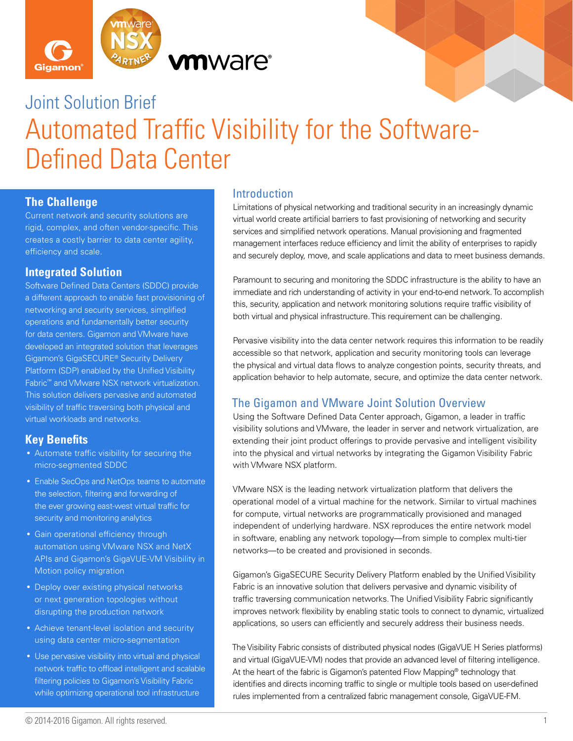Joint Solution Brief

# Automated Traffic Visibility for the Software-Defined Data Center

## The Challenge

Current network and security solutions are rigid, complex, and often vendor-specific. This creates a costly barrier to data center agility, efficiency and scale.

## Integrated Solution

Software Defined Data Centers (SDDC) provide a different approach to enable fast provisioning of networking and security services, simplified operations and fundamentally better security for data centers. Gigamon and VMware have developed an integrated solution that leverages Gigamon's GigaSECURE® Security Delivery Platform (SDP) enabled by the Unified Visibility Fabric™ and VMware NSX network virtualization. This solution delivers pervasive and automated visibility of traffic traversing both physical and virtual workloads and networks.

## Key Benefits

- Automate traffic visibility for securing the micro-segmented SDDC
- Enable SecOps and NetOps teams to automate the selection, filtering and forwarding of the ever growing east-west virtual traffic for security and monitoring analytics
- Gain operational efficiency through automation using VMware NSX and NetX APIs and Gigamon's GigaVUE-VM Visibility in Motion policy migration
- Deploy over existing physical networks or next generation topologies without disrupting the production network
- Achieve tenant-level isolation and security using data center micro-segmentation
- Use pervasive visibility into virtual and physical network traffic to offload intelligent and scalable filtering policies to Gigamon's Visibility Fabric while optimizing operational tool infrastructure

## Introduction

Limitations of physical networking and traditional security in an increasingly dynamic virtual world create artificial barriers to fast provisioning of networking and security services and simplified network operations. Manual provisioning and fragmented management interfaces reduce efficiency and limit the ability of enterprises to rapidly and securely deploy, move, and scale applications and data to meet business demands.

Paramount to securing and monitoring the SDDC infrastructure is the ability to have an immediate and rich understanding of activity in your end-to-end network. To accomplish this, security, application and network monitoring solutions require traffic visibility of both virtual and physical infrastructure. This requirement can be challenging.

Pervasive visibility into the data center network requires this information to be readily accessible so that network, application and security monitoring tools can leverage the physical and virtual data flows to analyze congestion points, security threats, and application behavior to help automate, secure, and optimize the data center network.

## The Gigamon and VMware Joint Solution Overview

Using the Software Defined Data Center approach, Gigamon, a leader in traffic visibility solutions and VMware, the leader in server and network virtualization, are extending their joint product offerings to provide pervasive and intelligent visibility into the physical and virtual networks by integrating the Gigamon Visibility Fabric with VMware NSX platform.

VMware NSX is the leading network virtualization platform that delivers the operational model of a virtual machine for the network. Similar to virtual machines for compute, virtual networks are programmatically provisioned and managed independent of underlying hardware. NSX reproduces the entire network model in software, enabling any network topology—from simple to complex multi-tier networks—to be created and provisioned in seconds.

Gigamon's GigaSECURE Security Delivery Platform enabled by the Unified Visibility Fabric is an innovative solution that delivers pervasive and dynamic visibility of traffic traversing communication networks. The Unified Visibility Fabric significantly improves network flexibility by enabling static tools to connect to dynamic, virtualized applications, so users can efficiently and securely address their business needs.

The Visibility Fabric consists of distributed physical nodes (GigaVUE H Series platforms) and virtual (GigaVUE-VM) nodes that provide an advanced level of filtering intelligence. At the heart of the fabric is Gigamon's patented Flow Mapping® technology that identifies and directs incoming traffic to single or multiple tools based on user-defined rules implemented from a centralized fabric management console, GigaVUE-FM.

© 2014-2016 Gigamon. All rights reserved.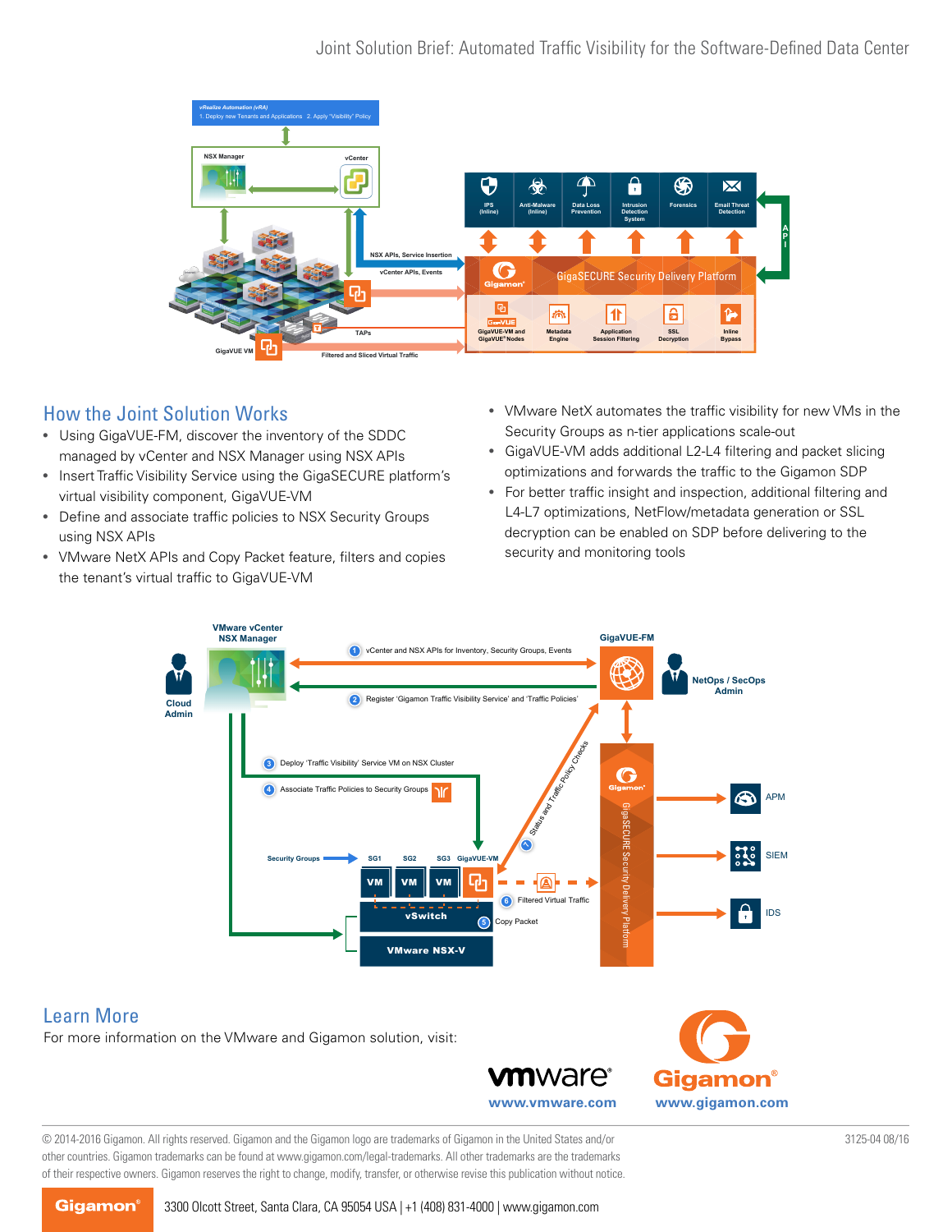## How the Joint Solution Works

- Using GigaVUE-FM, discover the inventory of the SDDC managed by vCenter and NSX Manager using NSX APIs
- Insert Traffic Visibility Service using the GigaSECURE platform's virtual visibility component, GigaVUE-VM
- Define and associate traffic policies to NSX Security Groups using NSX APIs
- VMware NetX APIs and Copy Packet feature, filters and copies the tenant's virtual traffic to GigaVUE-VM
- VMware NetX automates the traffic visibility for new VMs in the Security Groups as n-tier applications scale-out
- GigaVUE-VM adds additional L2-L4 filtering and packet slicing optimizations and forwards the traffic to the Gigamon SDP
- For better traffic insight and inspection, additional filtering and L4-L7 optimizations, NetFlow/metadata generation or SSL decryption can be enabled on SDP before delivering to the security and monitoring tools

## Learn More

For more information on the VMware and Gigamon solution, visit:

www.vmware.com

www.gigamon.com

© 2014-2016 Gigamon. All rights reserved. Gigamon and the Gigamon logo are trademarks of Gigamon in the United States and/or other countries. Gigamon trademarks can be found at www.gigamon.com/legal-trademarks. All other trademarks are the trademarks of their respective owners. Gigamon reserves the right to change, modify, transfer, or otherwise revise this publication without notice.

3125-04 08/16

3300 Olcott Street, Santa Clara, CA 95054 USA | +1 (408) 831-4000 | www.gigamon.com